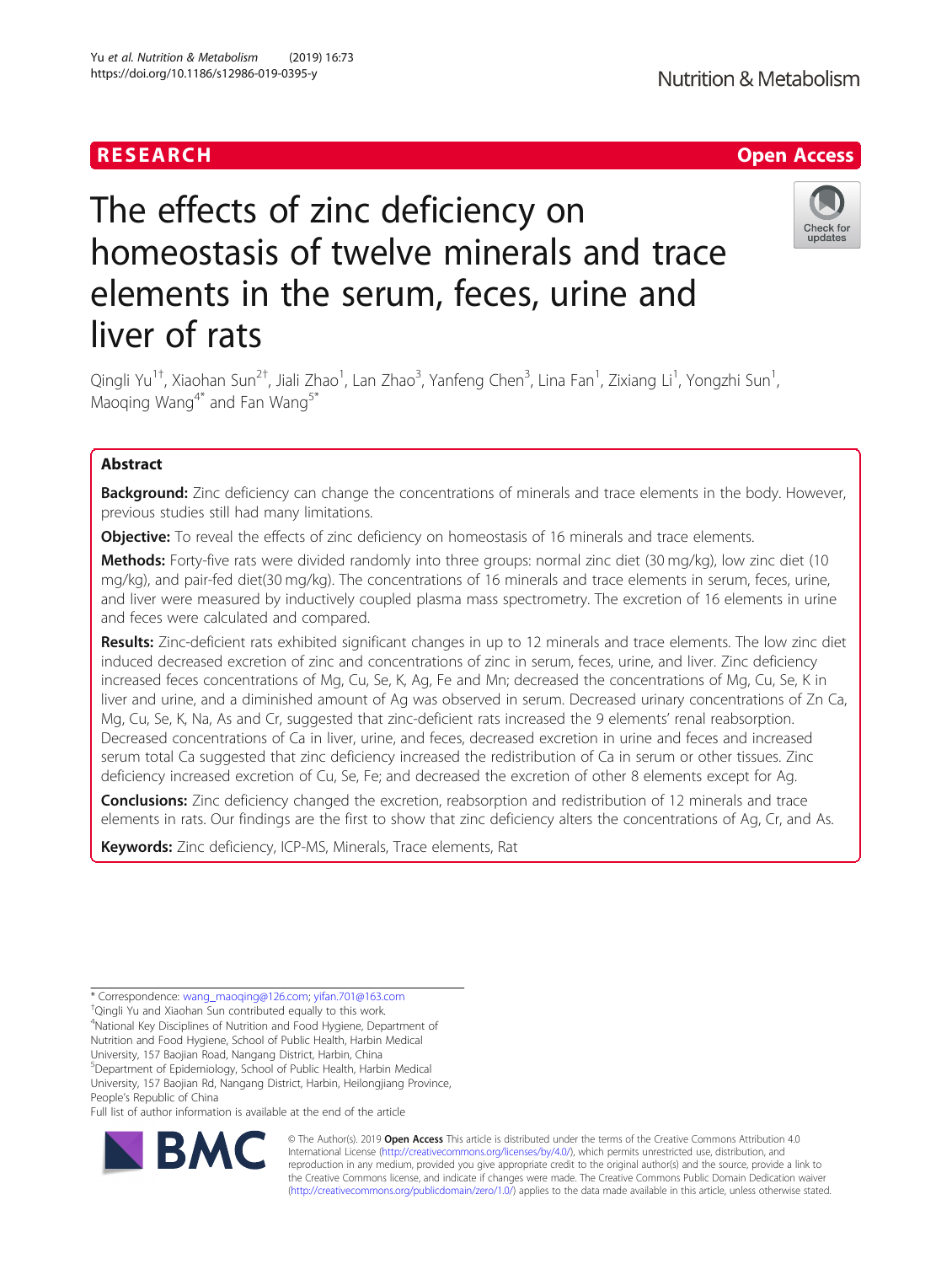RESEARCH

Open Access

# The effects of zinc deficiency on homeostasis of twelve minerals and trace elements in the serum, feces, urine and liver of rats

Qingli Yu[1†], Xiaohan Sun[2†], Jiali Zhao[1], Lan Zhao[3], Yanfeng Chen[3], Lina Fan[1], Zixiang Li[1], Yongzhi Sun[1], Maoqing Wang[4*] and Fan Wang[5*]

## Abstract

**Background:** Zinc deficiency can change the concentrations of minerals and trace elements in the body. However, previous studies still had many limitations.

**Objective:** To reveal the effects of zinc deficiency on homeostasis of 16 minerals and trace elements.

**Methods:** Forty-five rats were divided randomly into three groups: normal zinc diet (30 mg/kg), low zinc diet (10 mg/kg), and pair-fed diet(30 mg/kg). The concentrations of 16 minerals and trace elements in serum, feces, urine, and liver were measured by inductively coupled plasma mass spectrometry. The excretion of 16 elements in urine and feces were calculated and compared.

**Results:** Zinc-deficient rats exhibited significant changes in up to 12 minerals and trace elements. The low zinc diet induced decreased excretion of zinc and concentrations of zinc in serum, feces, urine, and liver. Zinc deficiency increased feces concentrations of Mg, Cu, Se, K, Ag, Fe and Mn; decreased the concentrations of Mg, Cu, Se, K in liver and urine, and a diminished amount of Ag was observed in serum. Decreased urinary concentrations of Zn Ca, Mg, Cu, Se, K, Na, As and Cr, suggested that zinc-deficient rats increased the 9 elements' renal reabsorption. Decreased concentrations of Ca in liver, urine, and feces, decreased excretion in urine and feces and increased serum total Ca suggested that zinc deficiency increased the redistribution of Ca in serum or other tissues. Zinc deficiency increased excretion of Cu, Se, Fe; and decreased the excretion of other 8 elements except for Ag.

**Conclusions:** Zinc deficiency changed the excretion, reabsorption and redistribution of 12 minerals and trace elements in rats. Our findings are the first to show that zinc deficiency alters the concentrations of Ag, Cr, and As.

**Keywords:** Zinc deficiency, ICP-MS, Minerals, Trace elements, Rat

---

\* Correspondence: wang_maoqing@126.com; yifan.701@163.com

†Qingli Yu and Xiaohan Sun contributed equally to this work.

[4]National Key Disciplines of Nutrition and Food Hygiene, Department of Nutrition and Food Hygiene, School of Public Health, Harbin Medical University, 157 Baojian Road, Nangang District, Harbin, China

[5]Department of Epidemiology, School of Public Health, Harbin Medical University, 157 Baojian Rd, Nangang District, Harbin, Heilongjiang Province, People's Republic of China

Full list of author information is available at the end of the article

© The Author(s). 2019 **Open Access** This article is distributed under the terms of the Creative Commons Attribution 4.0 International License (http://creativecommons.org/licenses/by/4.0/), which permits unrestricted use, distribution, and reproduction in any medium, provided you give appropriate credit to the original author(s) and the source, provide a link to the Creative Commons license, and indicate if changes were made. The Creative Commons Public Domain Dedication waiver (http://creativecommons.org/publicdomain/zero/1.0/) applies to the data made available in this article, unless otherwise stated.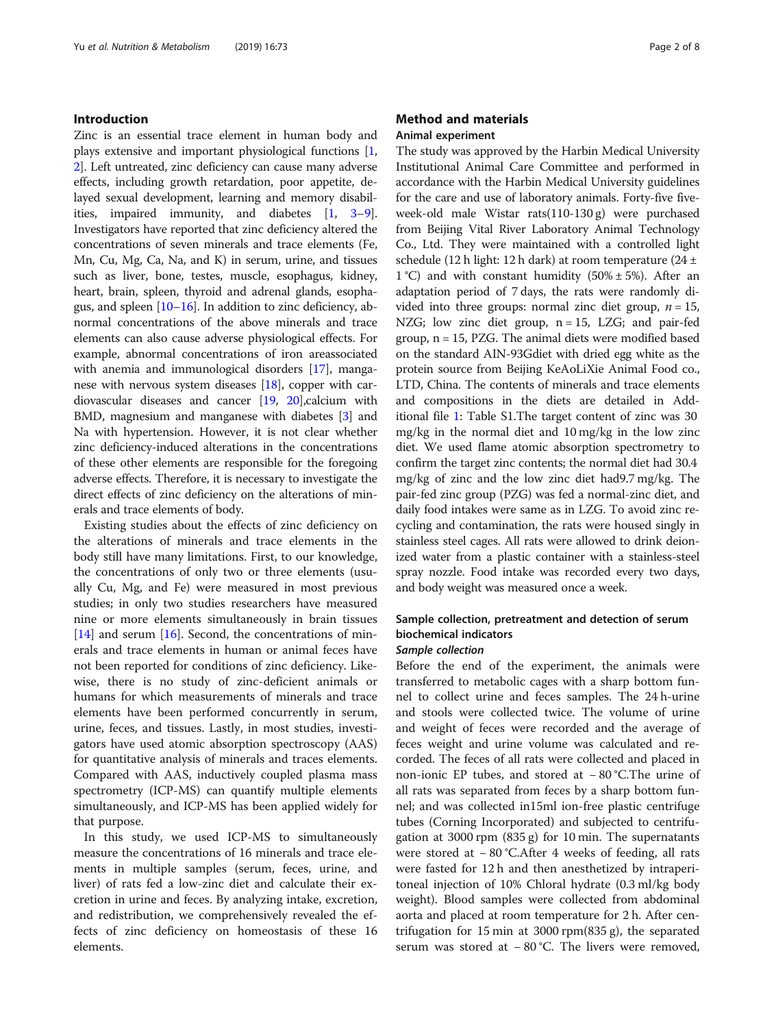## Introduction

Zinc is an essential trace element in human body and plays extensive and important physiological functions [1, 2]. Left untreated, zinc deficiency can cause many adverse effects, including growth retardation, poor appetite, delayed sexual development, learning and memory disabilities, impaired immunity, and diabetes [1, 3–9]. Investigators have reported that zinc deficiency altered the concentrations of seven minerals and trace elements (Fe, Mn, Cu, Mg, Ca, Na, and K) in serum, urine, and tissues such as liver, bone, testes, muscle, esophagus, kidney, heart, brain, spleen, thyroid and adrenal glands, esophagus, and spleen [10–16]. In addition to zinc deficiency, abnormal concentrations of the above minerals and trace elements can also cause adverse physiological effects. For example, abnormal concentrations of iron areassociated with anemia and immunological disorders [17], manganese with nervous system diseases [18], copper with cardiovascular diseases and cancer [19, 20],calcium with BMD, magnesium and manganese with diabetes [3] and Na with hypertension. However, it is not clear whether zinc deficiency-induced alterations in the concentrations of these other elements are responsible for the foregoing adverse effects. Therefore, it is necessary to investigate the direct effects of zinc deficiency on the alterations of minerals and trace elements of body.

Existing studies about the effects of zinc deficiency on the alterations of minerals and trace elements in the body still have many limitations. First, to our knowledge, the concentrations of only two or three elements (usually Cu, Mg, and Fe) were measured in most previous studies; in only two studies researchers have measured nine or more elements simultaneously in brain tissues [14] and serum [16]. Second, the concentrations of minerals and trace elements in human or animal feces have not been reported for conditions of zinc deficiency. Likewise, there is no study of zinc-deficient animals or humans for which measurements of minerals and trace elements have been performed concurrently in serum, urine, feces, and tissues. Lastly, in most studies, investigators have used atomic absorption spectroscopy (AAS) for quantitative analysis of minerals and traces elements. Compared with AAS, inductively coupled plasma mass spectrometry (ICP-MS) can quantify multiple elements simultaneously, and ICP-MS has been applied widely for that purpose.

In this study, we used ICP-MS to simultaneously measure the concentrations of 16 minerals and trace elements in multiple samples (serum, feces, urine, and liver) of rats fed a low-zinc diet and calculate their excretion in urine and feces. By analyzing intake, excretion, and redistribution, we comprehensively revealed the effects of zinc deficiency on homeostasis of these 16 elements.

## Method and materials

### Animal experiment

The study was approved by the Harbin Medical University Institutional Animal Care Committee and performed in accordance with the Harbin Medical University guidelines for the care and use of laboratory animals. Forty-five five-week-old male Wistar rats(110-130 g) were purchased from Beijing Vital River Laboratory Animal Technology Co., Ltd. They were maintained with a controlled light schedule (12 h light: 12 h dark) at room temperature (24 ± 1 °C) and with constant humidity (50% ± 5%). After an adaptation period of 7 days, the rats were randomly divided into three groups: normal zinc diet group, $n = 15$, NZG; low zinc diet group, n = 15, LZG; and pair-fed group, n = 15, PZG. The animal diets were modified based on the standard AIN-93Gdiet with dried egg white as the protein source from Beijing KeAoLiXie Animal Food co., LTD, China. The contents of minerals and trace elements and compositions in the diets are detailed in Additional file 1: Table S1.The target content of zinc was 30 mg/kg in the normal diet and 10 mg/kg in the low zinc diet. We used flame atomic absorption spectrometry to confirm the target zinc contents; the normal diet had 30.4 mg/kg of zinc and the low zinc diet had9.7 mg/kg. The pair-fed zinc group (PZG) was fed a normal-zinc diet, and daily food intakes were same as in LZG. To avoid zinc recycling and contamination, the rats were housed singly in stainless steel cages. All rats were allowed to drink deionized water from a plastic container with a stainless-steel spray nozzle. Food intake was recorded every two days, and body weight was measured once a week.

### Sample collection, pretreatment and detection of serum biochemical indicators

#### *Sample collection*

Before the end of the experiment, the animals were transferred to metabolic cages with a sharp bottom funnel to collect urine and feces samples. The 24 h-urine and stools were collected twice. The volume of urine and weight of feces were recorded and the average of feces weight and urine volume was calculated and recorded. The feces of all rats were collected and placed in non-ionic EP tubes, and stored at − 80 °C.The urine of all rats was separated from feces by a sharp bottom funnel; and was collected in15ml ion-free plastic centrifuge tubes (Corning Incorporated) and subjected to centrifugation at 3000 rpm (835 g) for 10 min. The supernatants were stored at − 80 °C.After 4 weeks of feeding, all rats were fasted for 12 h and then anesthetized by intraperitoneal injection of 10% Chloral hydrate (0.3 ml/kg body weight). Blood samples were collected from abdominal aorta and placed at room temperature for 2 h. After centrifugation for 15 min at 3000 rpm(835 g), the separated serum was stored at − 80 °C. The livers were removed,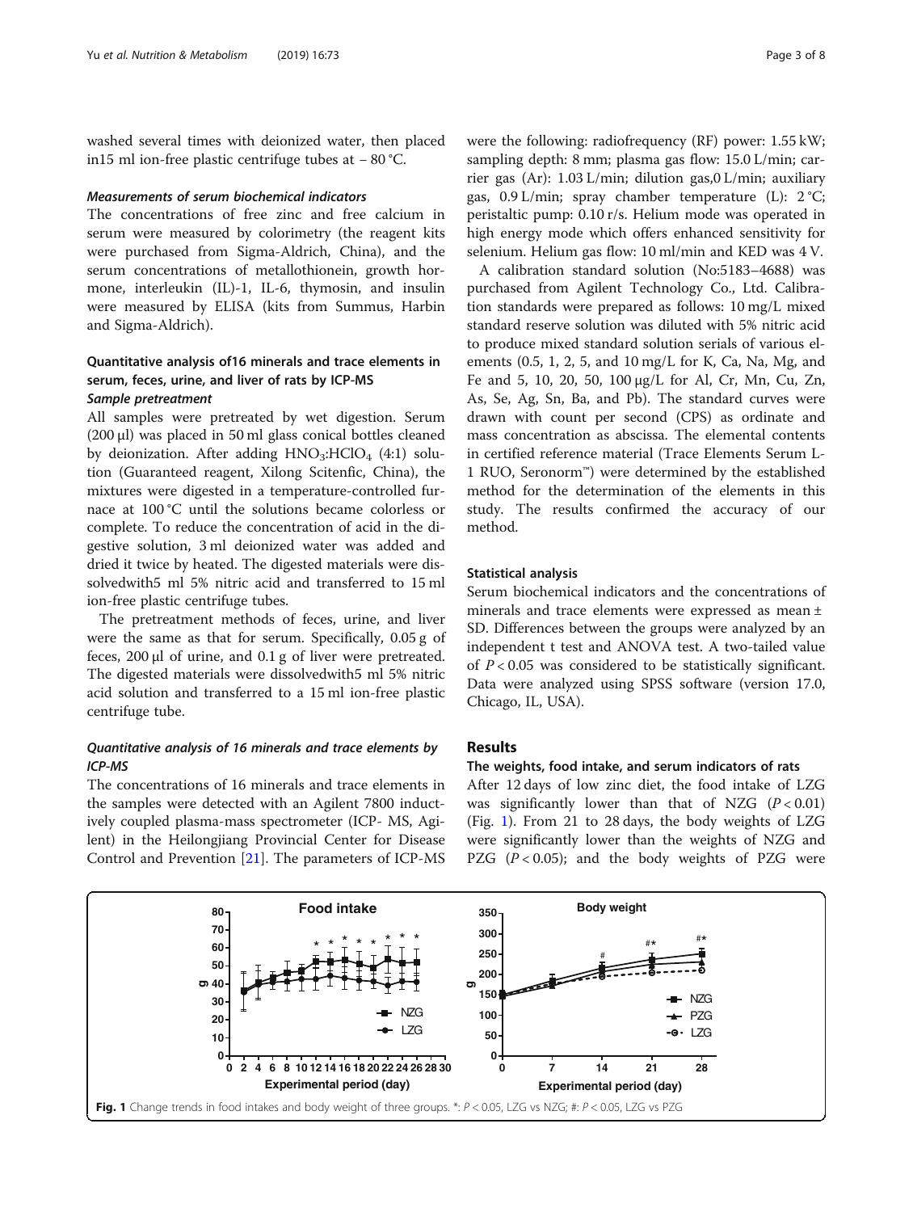washed several times with deionized water, then placed in15 ml ion-free plastic centrifuge tubes at − 80 °C.

#### Measurements of serum biochemical indicators

The concentrations of free zinc and free calcium in serum were measured by colorimetry (the reagent kits were purchased from Sigma-Aldrich, China), and the serum concentrations of metallothionein, growth hormone, interleukin (IL)-1, IL-6, thymosin, and insulin were measured by ELISA (kits from Summus, Harbin and Sigma-Aldrich).

### Quantitative analysis of16 minerals and trace elements in serum, feces, urine, and liver of rats by ICP-MS

#### Sample pretreatment

All samples were pretreated by wet digestion. Serum (200 μl) was placed in 50 ml glass conical bottles cleaned by deionization. After adding $HNO_3$:$HClO_4$ (4:1) solution (Guaranteed reagent, Xilong Scitenfic, China), the mixtures were digested in a temperature-controlled furnace at 100 °C until the solutions became colorless or complete. To reduce the concentration of acid in the digestive solution, 3 ml deionized water was added and dried it twice by heated. The digested materials were dissolvedwith5 ml 5% nitric acid and transferred to 15 ml ion-free plastic centrifuge tubes.

The pretreatment methods of feces, urine, and liver were the same as that for serum. Specifically, 0.05 g of feces, 200 μl of urine, and 0.1 g of liver were pretreated. The digested materials were dissolvedwith5 ml 5% nitric acid solution and transferred to a 15 ml ion-free plastic centrifuge tube.

#### Quantitative analysis of 16 minerals and trace elements by ICP-MS

The concentrations of 16 minerals and trace elements in the samples were detected with an Agilent 7800 inductively coupled plasma-mass spectrometer (ICP- MS, Agilent) in the Heilongjiang Provincial Center for Disease Control and Prevention [21]. The parameters of ICP-MS were the following: radiofrequency (RF) power: 1.55 kW; sampling depth: 8 mm; plasma gas flow: 15.0 L/min; carrier gas (Ar): 1.03 L/min; dilution gas,0 L/min; auxiliary gas, 0.9 L/min; spray chamber temperature (L): 2 °C; peristaltic pump: 0.10 r/s. Helium mode was operated in high energy mode which offers enhanced sensitivity for selenium. Helium gas flow: 10 ml/min and KED was 4 V.

A calibration standard solution (No:5183–4688) was purchased from Agilent Technology Co., Ltd. Calibration standards were prepared as follows: 10 mg/L mixed standard reserve solution was diluted with 5% nitric acid to produce mixed standard solution serials of various elements (0.5, 1, 2, 5, and 10 mg/L for K, Ca, Na, Mg, and Fe and 5, 10, 20, 50, 100 μg/L for Al, Cr, Mn, Cu, Zn, As, Se, Ag, Sn, Ba, and Pb). The standard curves were drawn with count per second (CPS) as ordinate and mass concentration as abscissa. The elemental contents in certified reference material (Trace Elements Serum L-1 RUO, Seronorm™) were determined by the established method for the determination of the elements in this study. The results confirmed the accuracy of our method.

#### Statistical analysis

Serum biochemical indicators and the concentrations of minerals and trace elements were expressed as mean ± SD. Differences between the groups were analyzed by an independent t test and ANOVA test. A two-tailed value of $P < 0.05$ was considered to be statistically significant. Data were analyzed using SPSS software (version 17.0, Chicago, IL, USA).

## Results

### The weights, food intake, and serum indicators of rats

After 12 days of low zinc diet, the food intake of LZG was significantly lower than that of NZG ($P < 0.01$) (Fig. 1). From 21 to 28 days, the body weights of LZG were significantly lower than the weights of NZG and PZG ($P < 0.05$); and the body weights of PZG were

**Fig. 1** Change trends in food intakes and body weight of three groups. *: $P < 0.05$, LZG vs NZG; #: $P < 0.05$, LZG vs PZG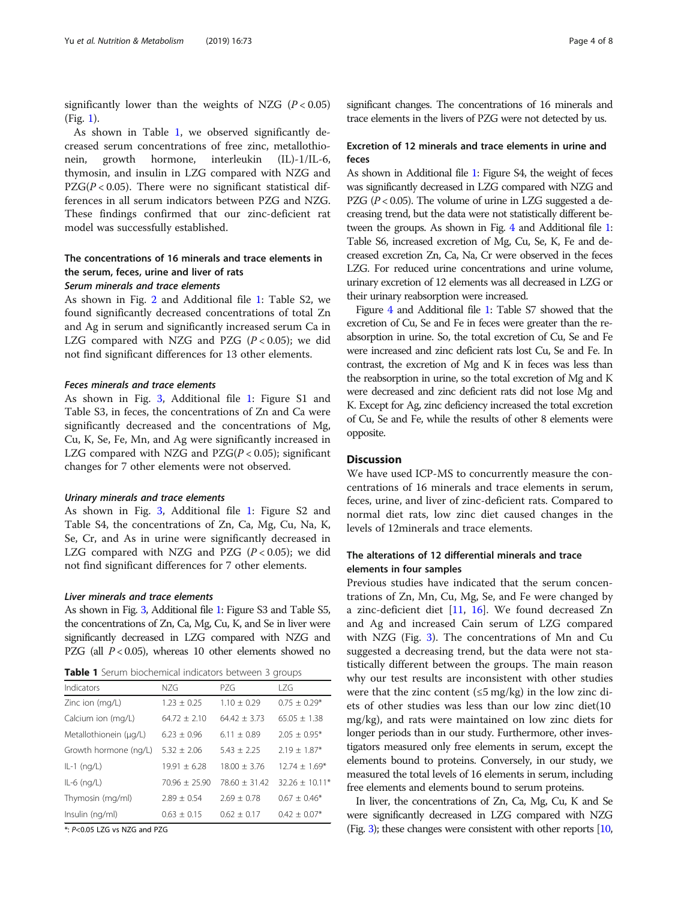significantly lower than the weights of NZG ($P < 0.05$) (Fig. 1).

As shown in Table 1, we observed significantly decreased serum concentrations of free zinc, metallothionein, growth hormone, interleukin (IL)-1/IL-6, thymosin, and insulin in LZG compared with NZG and PZG($P < 0.05$). There were no significant statistical differences in all serum indicators between PZG and NZG. These findings confirmed that our zinc-deficient rat model was successfully established.

### The concentrations of 16 minerals and trace elements in the serum, feces, urine and liver of rats

#### *Serum minerals and trace elements*

As shown in Fig. 2 and Additional file 1: Table S2, we found significantly decreased concentrations of total Zn and Ag in serum and significantly increased serum Ca in LZG compared with NZG and PZG ($P < 0.05$); we did not find significant differences for 13 other elements.

#### *Feces minerals and trace elements*

As shown in Fig. 3, Additional file 1: Figure S1 and Table S3, in feces, the concentrations of Zn and Ca were significantly decreased and the concentrations of Mg, Cu, K, Se, Fe, Mn, and Ag were significantly increased in LZG compared with NZG and PZG($P < 0.05$); significant changes for 7 other elements were not observed.

#### *Urinary minerals and trace elements*

As shown in Fig. 3, Additional file 1: Figure S2 and Table S4, the concentrations of Zn, Ca, Mg, Cu, Na, K, Se, Cr, and As in urine were significantly decreased in LZG compared with NZG and PZG ($P < 0.05$); we did not find significant differences for 7 other elements.

#### *Liver minerals and trace elements*

As shown in Fig. 3, Additional file 1: Figure S3 and Table S5, the concentrations of Zn, Ca, Mg, Cu, K, and Se in liver were significantly decreased in LZG compared with NZG and PZG (all $P < 0.05$), whereas 10 other elements showed no significant changes. The concentrations of 16 minerals and trace elements in the livers of PZG were not detected by us.

**Table 1** Serum biochemical indicators between 3 groups

| Indicators | NZG | PZG | LZG |
|---|---|---|---|
| Zinc ion (mg/L) | 1.23 ± 0.25 | 1.10 ± 0.29 | 0.75 ± 0.29* |
| Calcium ion (mg/L) | 64.72 ± 2.10 | 64.42 ± 3.73 | 65.05 ± 1.38 |
| Metallothionein (μg/L) | 6.23 ± 0.96 | 6.11 ± 0.89 | 2.05 ± 0.95* |
| Growth hormone (ng/L) | 5.32 ± 2.06 | 5.43 ± 2.25 | 2.19 ± 1.87* |
| IL-1 (ng/L) | 19.91 ± 6.28 | 18.00 ± 3.76 | 12.74 ± 1.69* |
| IL-6 (ng/L) | 70.96 ± 25.90 | 78.60 ± 31.42 | 32.26 ± 10.11* |
| Thymosin (mg/ml) | 2.89 ± 0.54 | 2.69 ± 0.78 | 0.67 ± 0.46* |
| Insulin (ng/ml) | 0.63 ± 0.15 | 0.62 ± 0.17 | 0.42 ± 0.07* |

*: $P<0.05$ LZG vs NZG and PZG

### Excretion of 12 minerals and trace elements in urine and feces

As shown in Additional file 1: Figure S4, the weight of feces was significantly decreased in LZG compared with NZG and PZG ($P < 0.05$). The volume of urine in LZG suggested a decreasing trend, but the data were not statistically different between the groups. As shown in Fig. 4 and Additional file 1: Table S6, increased excretion of Mg, Cu, Se, K, Fe and decreased excretion Zn, Ca, Na, Cr were observed in the feces LZG. For reduced urine concentrations and urine volume, urinary excretion of 12 elements was all decreased in LZG or their urinary reabsorption were increased.

Figure 4 and Additional file 1: Table S7 showed that the excretion of Cu, Se and Fe in feces were greater than the reabsorption in urine. So, the total excretion of Cu, Se and Fe were increased and zinc deficient rats lost Cu, Se and Fe. In contrast, the excretion of Mg and K in feces was less than the reabsorption in urine, so the total excretion of Mg and K were decreased and zinc deficient rats did not lose Mg and K. Except for Ag, zinc deficiency increased the total excretion of Cu, Se and Fe, while the results of other 8 elements were opposite.

## Discussion

We have used ICP-MS to concurrently measure the concentrations of 16 minerals and trace elements in serum, feces, urine, and liver of zinc-deficient rats. Compared to normal diet rats, low zinc diet caused changes in the levels of 12minerals and trace elements.

### The alterations of 12 differential minerals and trace elements in four samples

Previous studies have indicated that the serum concentrations of Zn, Mn, Cu, Mg, Se, and Fe were changed by a zinc-deficient diet [11, 16]. We found decreased Zn and Ag and increased Cain serum of LZG compared with NZG (Fig. 3). The concentrations of Mn and Cu suggested a decreasing trend, but the data were not statistically different between the groups. The main reason why our test results are inconsistent with other studies were that the zinc content (≤5 mg/kg) in the low zinc diets of other studies was less than our low zinc diet(10 mg/kg), and rats were maintained on low zinc diets for longer periods than in our study. Furthermore, other investigators measured only free elements in serum, except the elements bound to proteins. Conversely, in our study, we measured the total levels of 16 elements in serum, including free elements and elements bound to serum proteins.

In liver, the concentrations of Zn, Ca, Mg, Cu, K and Se were significantly decreased in LZG compared with NZG (Fig. 3); these changes were consistent with other reports [10,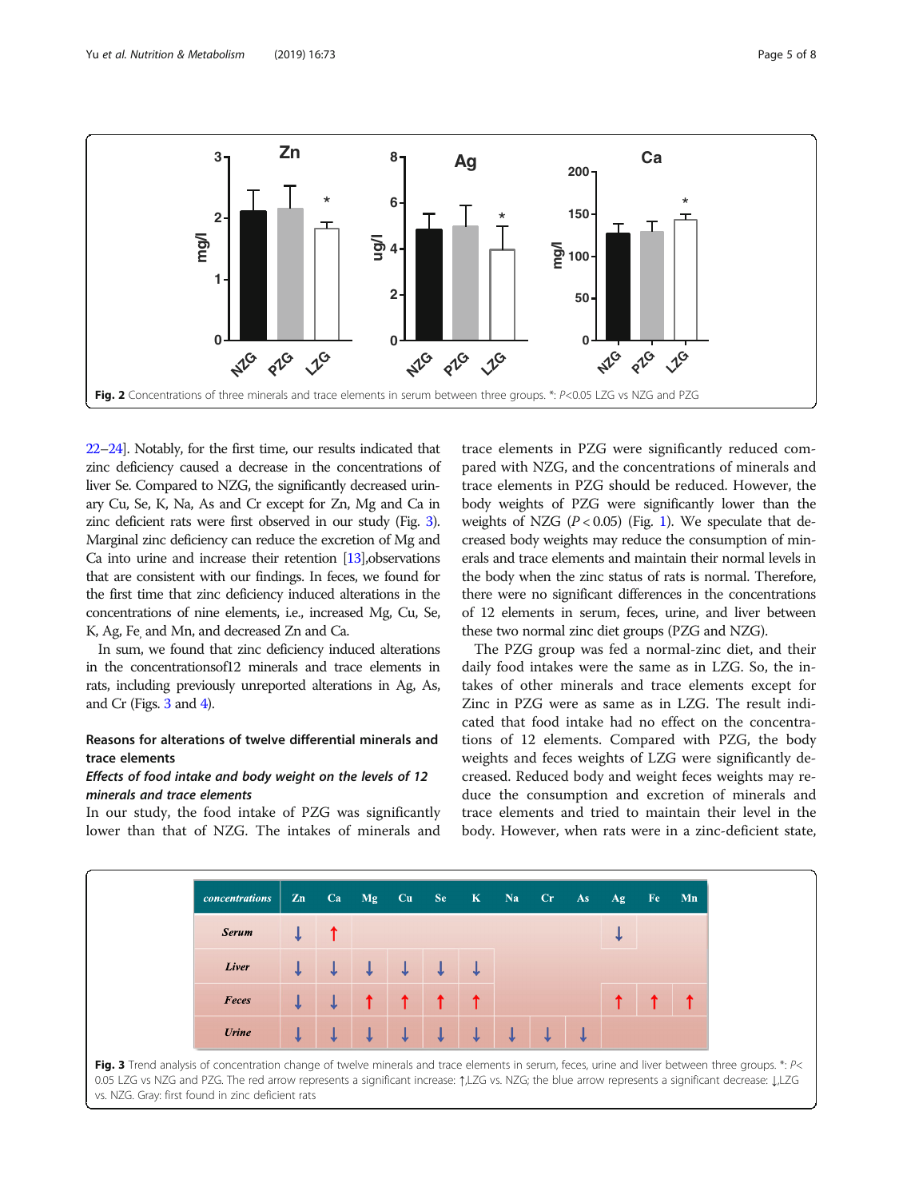Fig. 2 Concentrations of three minerals and trace elements in serum between three groups. *: P<0.05 LZG vs NZG and PZG

22–24]. Notably, for the first time, our results indicated that zinc deficiency caused a decrease in the concentrations of liver Se. Compared to NZG, the significantly decreased urinary Cu, Se, K, Na, As and Cr except for Zn, Mg and Ca in zinc deficient rats were first observed in our study (Fig. 3). Marginal zinc deficiency can reduce the excretion of Mg and Ca into urine and increase their retention [13],observations that are consistent with our findings. In feces, we found for the first time that zinc deficiency induced alterations in the concentrations of nine elements, i.e., increased Mg, Cu, Se, K, Ag, Fe, and Mn, and decreased Zn and Ca.

In sum, we found that zinc deficiency induced alterations in the concentrationsof12 minerals and trace elements in rats, including previously unreported alterations in Ag, As, and Cr (Figs. 3 and 4).

## Reasons for alterations of twelve differential minerals and trace elements

### *Effects of food intake and body weight on the levels of 12 minerals and trace elements*

In our study, the food intake of PZG was significantly lower than that of NZG. The intakes of minerals and trace elements in PZG were significantly reduced compared with NZG, and the concentrations of minerals and trace elements in PZG should be reduced. However, the body weights of PZG were significantly lower than the weights of NZG ($P < 0.05$) (Fig. 1). We speculate that decreased body weights may reduce the consumption of minerals and trace elements and maintain their normal levels in the body when the zinc status of rats is normal. Therefore, there were no significant differences in the concentrations of 12 elements in serum, feces, urine, and liver between these two normal zinc diet groups (PZG and NZG).

The PZG group was fed a normal-zinc diet, and their daily food intakes were the same as in LZG. So, the intakes of other minerals and trace elements except for Zinc in PZG were as same as in LZG. The result indicated that food intake had no effect on the concentrations of 12 elements. Compared with PZG, the body weights and feces weights of LZG were significantly decreased. Reduced body and weight feces weights may reduce the consumption and excretion of minerals and trace elements and tried to maintain their level in the body. However, when rats were in a zinc-deficient state,

| concentrations | Zn | Ca | Mg | Cu | Se | K | Na | Cr | As | Ag | Fe | Mn |
|---|---|---|---|---|---|---|---|---|---|---|---|---|
| Serum | ↓ | ↑ | | | | | | | | ↓ | | |
| Liver | ↓ | ↓ | ↓ | ↓ | ↓ | ↓ | | | | | | |
| Feces | ↓ | ↓ | ↑ | ↑ | ↑ | ↑ | | | | ↑ | ↑ | ↑ |
| Urine | ↓ | ↓ | ↓ | ↓ | ↓ | ↓ | ↓ | ↓ | ↓ | | | |

Fig. 3 Trend analysis of concentration change of twelve minerals and trace elements in serum, feces, urine and liver between three groups. *: P< 0.05 LZG vs NZG and PZG. The red arrow represents a significant increase: ↑,LZG vs. NZG; the blue arrow represents a significant decrease: ↓,LZG vs. NZG. Gray: first found in zinc deficient rats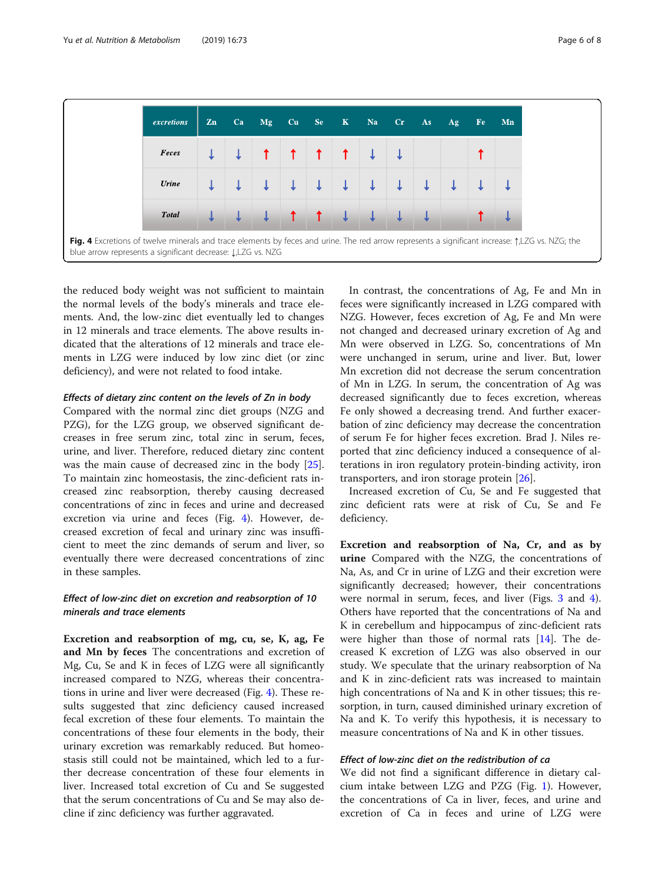| excretions | Zn | Ca | Mg | Cu | Se | K | Na | Cr | As | Ag | Fe | Mn |
|---|---|---|---|---|---|---|---|---|---|---|---|---|
| Feces | ↓ | ↓ | ↑ | ↑ | ↑ | ↑ | ↓ | ↓ | | | ↑ | |
| Urine | ↓ | ↓ | ↓ | ↓ | ↓ | ↓ | ↓ | ↓ | ↓ | ↓ | ↓ | ↓ |
| Total | ↓ | ↓ | ↓ | ↑ | ↑ | ↓ | ↓ | ↓ | ↓ | | ↑ | ↓ |

**Fig. 4** Excretions of twelve minerals and trace elements by feces and urine. The red arrow represents a significant increase: ↑,LZG vs. NZG; the blue arrow represents a significant decrease: ↓,LZG vs. NZG

the reduced body weight was not sufficient to maintain the normal levels of the body's minerals and trace elements. And, the low-zinc diet eventually led to changes in 12 minerals and trace elements. The above results indicated that the alterations of 12 minerals and trace elements in LZG were induced by low zinc diet (or zinc deficiency), and were not related to food intake.

### *Effects of dietary zinc content on the levels of Zn in body*

Compared with the normal zinc diet groups (NZG and PZG), for the LZG group, we observed significant decreases in free serum zinc, total zinc in serum, feces, urine, and liver. Therefore, reduced dietary zinc content was the main cause of decreased zinc in the body [25]. To maintain zinc homeostasis, the zinc-deficient rats increased zinc reabsorption, thereby causing decreased concentrations of zinc in feces and urine and decreased excretion via urine and feces (Fig. 4). However, decreased excretion of fecal and urinary zinc was insufficient to meet the zinc demands of serum and liver, so eventually there were decreased concentrations of zinc in these samples.

### *Effect of low-zinc diet on excretion and reabsorption of 10 minerals and trace elements*

**Excretion and reabsorption of mg, cu, se, K, ag, Fe and Mn by feces** The concentrations and excretion of Mg, Cu, Se and K in feces of LZG were all significantly increased compared to NZG, whereas their concentrations in urine and liver were decreased (Fig. 4). These results suggested that zinc deficiency caused increased fecal excretion of these four elements. To maintain the concentrations of these four elements in the body, their urinary excretion was remarkably reduced. But homeostasis still could not be maintained, which led to a further decrease concentration of these four elements in liver. Increased total excretion of Cu and Se suggested that the serum concentrations of Cu and Se may also decline if zinc deficiency was further aggravated.

In contrast, the concentrations of Ag, Fe and Mn in feces were significantly increased in LZG compared with NZG. However, feces excretion of Ag, Fe and Mn were not changed and decreased urinary excretion of Ag and Mn were observed in LZG. So, concentrations of Mn were unchanged in serum, urine and liver. But, lower Mn excretion did not decrease the serum concentration of Mn in LZG. In serum, the concentration of Ag was decreased significantly due to feces excretion, whereas Fe only showed a decreasing trend. And further exacerbation of zinc deficiency may decrease the concentration of serum Fe for higher feces excretion. Brad J. Niles reported that zinc deficiency induced a consequence of alterations in iron regulatory protein-binding activity, iron transporters, and iron storage protein [26].

Increased excretion of Cu, Se and Fe suggested that zinc deficient rats were at risk of Cu, Se and Fe deficiency.

**Excretion and reabsorption of Na, Cr, and as by urine** Compared with the NZG, the concentrations of Na, As, and Cr in urine of LZG and their excretion were significantly decreased; however, their concentrations were normal in serum, feces, and liver (Figs. 3 and 4). Others have reported that the concentrations of Na and K in cerebellum and hippocampus of zinc-deficient rats were higher than those of normal rats [14]. The decreased K excretion of LZG was also observed in our study. We speculate that the urinary reabsorption of Na and K in zinc-deficient rats was increased to maintain high concentrations of Na and K in other tissues; this resorption, in turn, caused diminished urinary excretion of Na and K. To verify this hypothesis, it is necessary to measure concentrations of Na and K in other tissues.

### *Effect of low-zinc diet on the redistribution of ca*

We did not find a significant difference in dietary calcium intake between LZG and PZG (Fig. 1). However, the concentrations of Ca in liver, feces, and urine and excretion of Ca in feces and urine of LZG were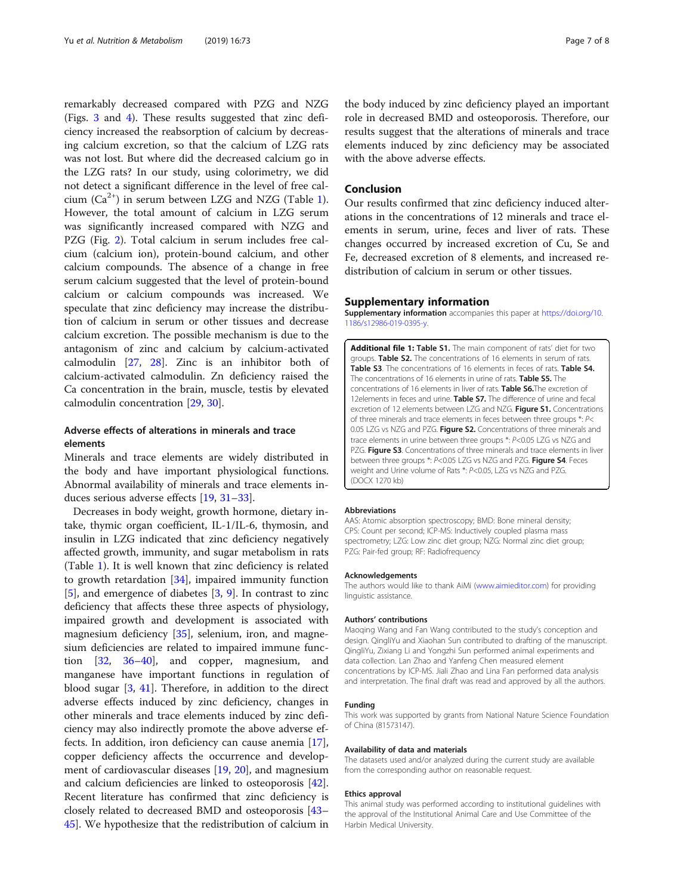remarkably decreased compared with PZG and NZG (Figs. 3 and 4). These results suggested that zinc deficiency increased the reabsorption of calcium by decreasing calcium excretion, so that the calcium of LZG rats was not lost. But where did the decreased calcium go in the LZG rats? In our study, using colorimetry, we did not detect a significant difference in the level of free calcium ($Ca^{2+}$) in serum between LZG and NZG (Table 1). However, the total amount of calcium in LZG serum was significantly increased compared with NZG and PZG (Fig. 2). Total calcium in serum includes free calcium (calcium ion), protein-bound calcium, and other calcium compounds. The absence of a change in free serum calcium suggested that the level of protein-bound calcium or calcium compounds was increased. We speculate that zinc deficiency may increase the distribution of calcium in serum or other tissues and decrease calcium excretion. The possible mechanism is due to the antagonism of zinc and calcium by calcium-activated calmodulin [27, 28]. Zinc is an inhibitor both of calcium-activated calmodulin. Zn deficiency raised the Ca concentration in the brain, muscle, testis by elevated calmodulin concentration [29, 30].

### Adverse effects of alterations in minerals and trace elements

Minerals and trace elements are widely distributed in the body and have important physiological functions. Abnormal availability of minerals and trace elements induces serious adverse effects [19, 31–33].

Decreases in body weight, growth hormone, dietary intake, thymic organ coefficient, IL-1/IL-6, thymosin, and insulin in LZG indicated that zinc deficiency negatively affected growth, immunity, and sugar metabolism in rats (Table 1). It is well known that zinc deficiency is related to growth retardation [34], impaired immunity function [5], and emergence of diabetes [3, 9]. In contrast to zinc deficiency that affects these three aspects of physiology, impaired growth and development is associated with magnesium deficiency [35], selenium, iron, and magnesium deficiencies are related to impaired immune function [32, 36–40], and copper, magnesium, and manganese have important functions in regulation of blood sugar [3, 41]. Therefore, in addition to the direct adverse effects induced by zinc deficiency, changes in other minerals and trace elements induced by zinc deficiency may also indirectly promote the above adverse effects. In addition, iron deficiency can cause anemia [17], copper deficiency affects the occurrence and development of cardiovascular diseases [19, 20], and magnesium and calcium deficiencies are linked to osteoporosis [42]. Recent literature has confirmed that zinc deficiency is closely related to decreased BMD and osteoporosis [43–45]. We hypothesize that the redistribution of calcium in the body induced by zinc deficiency played an important role in decreased BMD and osteoporosis. Therefore, our results suggest that the alterations of minerals and trace elements induced by zinc deficiency may be associated with the above adverse effects.

## Conclusion

Our results confirmed that zinc deficiency induced alterations in the concentrations of 12 minerals and trace elements in serum, urine, feces and liver of rats. These changes occurred by increased excretion of Cu, Se and Fe, decreased excretion of 8 elements, and increased redistribution of calcium in serum or other tissues.

## Supplementary information

**Supplementary information** accompanies this paper at https://doi.org/10.1186/s12986-019-0395-y.

**Additional file 1: Table S1.** The main component of rats' diet for two groups. **Table S2.** The concentrations of 16 elements in serum of rats. **Table S3**. The concentrations of 16 elements in feces of rats. **Table S4.** The concentrations of 16 elements in urine of rats. **Table S5.** The concentrations of 16 elements in liver of rats. **Table S6.** The excretion of 12elements in feces and urine. **Table S7.** The difference of urine and fecal excretion of 12 elements between LZG and NZG. **Figure S1.** Concentrations of three minerals and trace elements in feces between three groups *: $P<0.05$ LZG vs NZG and PZG. **Figure S2.** Concentrations of three minerals and trace elements in urine between three groups *: $P<0.05$ LZG vs NZG and PZG. **Figure S3**. Concentrations of three minerals and trace elements in liver between three groups *: $P<0.05$ LZG vs NZG and PZG. **Figure S4**. Feces weight and Urine volume of Rats *: $P<0.05$, LZG vs NZG and PZG. (DOCX 1270 kb)

#### Abbreviations

AAS: Atomic absorption spectroscopy; BMD: Bone mineral density; CPS: Count per second; ICP-MS: Inductively coupled plasma mass spectrometry; LZG: Low zinc diet group; NZG: Normal zinc diet group; PZG: Pair-fed group; RF: Radiofrequency

#### Acknowledgements

The authors would like to thank AiMi (www.aimieditor.com) for providing linguistic assistance.

#### Authors' contributions

Maoqing Wang and Fan Wang contributed to the study's conception and design. QingliYu and Xiaohan Sun contributed to drafting of the manuscript. QingliYu, Zixiang Li and Yongzhi Sun performed animal experiments and data collection. Lan Zhao and Yanfeng Chen measured element concentrations by ICP-MS. Jiali Zhao and Lina Fan performed data analysis and interpretation. The final draft was read and approved by all the authors.

#### Funding

This work was supported by grants from National Nature Science Foundation of China (81573147).

#### Availability of data and materials

The datasets used and/or analyzed during the current study are available from the corresponding author on reasonable request.

#### Ethics approval

This animal study was performed according to institutional guidelines with the approval of the Institutional Animal Care and Use Committee of the Harbin Medical University.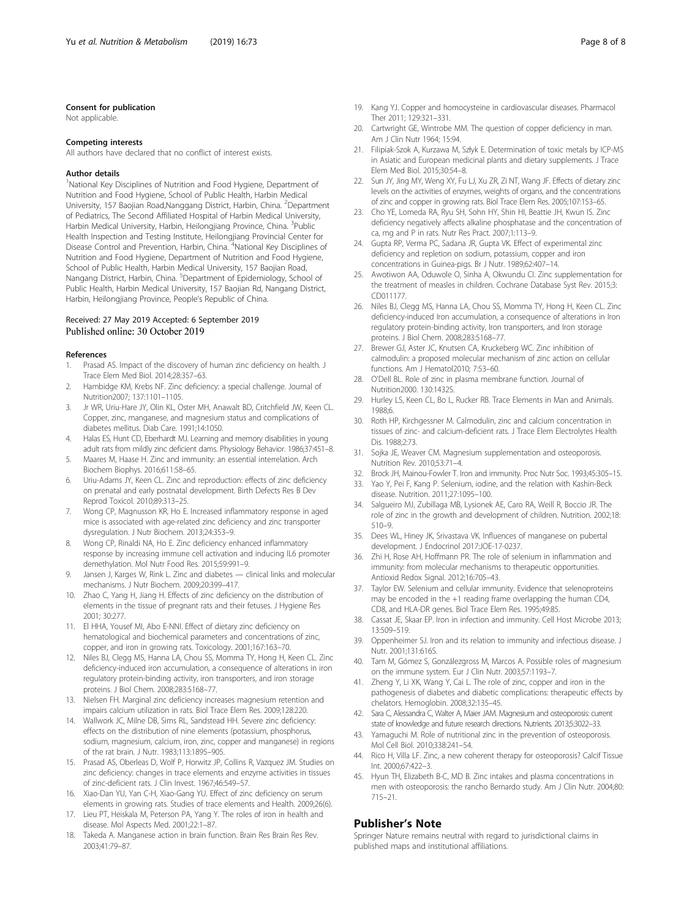### Consent for publication

Not applicable.

### Competing interests

All authors have declared that no conflict of interest exists.

### Author details

[1]National Key Disciplines of Nutrition and Food Hygiene, Department of Nutrition and Food Hygiene, School of Public Health, Harbin Medical University, 157 Baojian Road,Nanggang District, Harbin, China. [2]Department of Pediatrics, The Second Affiliated Hospital of Harbin Medical University, Harbin Medical University, Harbin, Heilongjiang Province, China. [3]Public Health Inspection and Testing Institute, Heilongjiang Provincial Center for Disease Control and Prevention, Harbin, China. [4]National Key Disciplines of Nutrition and Food Hygiene, Department of Nutrition and Food Hygiene, School of Public Health, Harbin Medical University, 157 Baojian Road, Nangang District, Harbin, China. [5]Department of Epidemiology, School of Public Health, Harbin Medical University, 157 Baojian Rd, Nangang District, Harbin, Heilongjiang Province, People's Republic of China.

Received: 27 May 2019 Accepted: 6 September 2019
Published online: 30 October 2019

### References

1. Prasad AS. Impact of the discovery of human zinc deficiency on health. J Trace Elem Med Biol. 2014;28:357–63.
2. Hambidge KM, Krebs NF. Zinc deficiency: a special challenge. Journal of Nutrition2007; 137:1101–1105.
3. Jr WR, Uriu-Hare JY, Olin KL, Oster MH, Anawalt BD, Critchfield JW, Keen CL. Copper, zinc, manganese, and magnesium status and complications of diabetes mellitus. Diab Care. 1991;14:1050.
4. Halas ES, Hunt CD, Eberhardt MJ. Learning and memory disabilities in young adult rats from mildly zinc deficient dams. Physiology Behavior. 1986;37:451–8.
5. Maares M, Haase H. Zinc and immunity: an essential interrelation. Arch Biochem Biophys. 2016;611:58–65.
6. Uriu-Adams JY, Keen CL. Zinc and reproduction: effects of zinc deficiency on prenatal and early postnatal development. Birth Defects Res B Dev Reprod Toxicol. 2010;89:313–25.
7. Wong CP, Magnusson KR, Ho E. Increased inflammatory response in aged mice is associated with age-related zinc deficiency and zinc transporter dysregulation. J Nutr Biochem. 2013;24:353–9.
8. Wong CP, Rinaldi NA, Ho E. Zinc deficiency enhanced inflammatory response by increasing immune cell activation and inducing IL6 promoter demethylation. Mol Nutr Food Res. 2015;59:991–9.
9. Jansen J, Karges W, Rink L. Zinc and diabetes — clinical links and molecular mechanisms. J Nutr Biochem. 2009;20:399–417.
10. Zhao C, Yang H, Jiang H. Effects of zinc deficiency on the distribution of elements in the tissue of pregnant rats and their fetuses. J Hygiene Res 2001; 30:277.
11. El HHA, Yousef MI, Abo E-NNI. Effect of dietary zinc deficiency on hematological and biochemical parameters and concentrations of zinc, copper, and iron in growing rats. Toxicology. 2001;167:163–70.
12. Niles BJ, Clegg MS, Hanna LA, Chou SS, Momma TY, Hong H, Keen CL. Zinc deficiency-induced iron accumulation, a consequence of alterations in iron regulatory protein-binding activity, iron transporters, and iron storage proteins. J Biol Chem. 2008;283:5168–77.
13. Nielsen FH. Marginal zinc deficiency increases magnesium retention and impairs calcium utilization in rats. Biol Trace Elem Res. 2009;128:220.
14. Wallwork JC, Milne DB, Sims RL, Sandstead HH. Severe zinc deficiency: effects on the distribution of nine elements (potassium, phosphorus, sodium, magnesium, calcium, iron, zinc, copper and manganese) in regions of the rat brain. J Nutr. 1983;113:1895–905.
15. Prasad AS, Oberleas D, Wolf P, Horwitz JP, Collins R, Vazquez JM. Studies on zinc deficiency: changes in trace elements and enzyme activities in tissues of zinc-deficient rats. J Clin Invest. 1967;46:549–57.
16. Xiao-Dan YU, Yan C-H, Xiao-Gang YU. Effect of zinc deficiency on serum elements in growing rats. Studies of trace elements and Health. 2009;26(6).
17. Lieu PT, Heiskala M, Peterson PA, Yang Y. The roles of iron in health and disease. Mol Aspects Med. 2001;22:1–87.
18. Takeda A. Manganese action in brain function. Brain Res Brain Res Rev. 2003;41:79–87.
19. Kang YJ. Copper and homocysteine in cardiovascular diseases. Pharmacol Ther 2011; 129:321–331.
20. Cartwright GE, Wintrobe MM. The question of copper deficiency in man. Am J Clin Nutr 1964; 15:94.
21. Filipiak-Szok A, Kurzawa M, Szłyk E. Determination of toxic metals by ICP-MS in Asiatic and European medicinal plants and dietary supplements. J Trace Elem Med Biol. 2015;30:54–8.
22. Sun JY, Jing MY, Weng XY, Fu LJ, Xu ZR, Zi NT, Wang JF. Effects of dietary zinc levels on the activities of enzymes, weights of organs, and the concentrations of zinc and copper in growing rats. Biol Trace Elem Res. 2005;107:153–65.
23. Cho YE, Lomeda RA, Ryu SH, Sohn HY, Shin HI, Beattie JH, Kwun IS. Zinc deficiency negatively affects alkaline phosphatase and the concentration of ca, mg and P in rats. Nutr Res Pract. 2007;1:113–9.
24. Gupta RP, Verma PC, Sadana JR, Gupta VK. Effect of experimental zinc deficiency and repletion on sodium, potassium, copper and iron concentrations in Guinea-pigs. Br J Nutr. 1989;62:407–14.
25. Awotiwon AA, Oduwole O, Sinha A, Okwundu CI. Zinc supplementation for the treatment of measles in children. Cochrane Database Syst Rev. 2015;3: CD011177.
26. Niles BJ, Clegg MS, Hanna LA, Chou SS, Momma TY, Hong H, Keen CL. Zinc deficiency-induced Iron accumulation, a consequence of alterations in Iron regulatory protein-binding activity, Iron transporters, and Iron storage proteins. J Biol Chem. 2008;283:5168–77.
27. Brewer GJ, Aster JC, Knutsen CA, Kruckeberg WC. Zinc inhibition of calmodulin: a proposed molecular mechanism of zinc action on cellular functions. Am J Hematol2010; 7:53–60.
28. O'Dell BL. Role of zinc in plasma membrane function. Journal of Nutrition2000. 130:1432S.
29. Hurley LS, Keen CL, Bo L, Rucker RB. Trace Elements in Man and Animals. 1988;6.
30. Roth HP, Kirchgessner M. Calmodulin, zinc and calcium concentration in tissues of zinc- and calcium-deficient rats. J Trace Elem Electrolytes Health Dis. 1988;2:73.
31. Sojka JE, Weaver CM. Magnesium supplementation and osteoporosis. Nutrition Rev. 2010;53:71–4.
32. Brock JH, Mainou-Fowler T. Iron and immunity. Proc Nutr Soc. 1993;45:305–15.
33. Yao Y, Pei F, Kang P. Selenium, iodine, and the relation with Kashin-Beck disease. Nutrition. 2011;27:1095–100.
34. Salgueiro MJ, Zubillaga MB, Lysionek AE, Caro RA, Weill R, Boccio JR. The role of zinc in the growth and development of children. Nutrition. 2002;18: 510–9.
35. Dees WL, Hiney JK, Srivastava VK. Influences of manganese on pubertal development. J Endocrinol 2017:JOE-17-0237.
36. Zhi H, Rose AH, Hoffmann PR. The role of selenium in inflammation and immunity: from molecular mechanisms to therapeutic opportunities. Antioxid Redox Signal. 2012;16:705–43.
37. Taylor EW. Selenium and cellular immunity. Evidence that selenoproteins may be encoded in the +1 reading frame overlapping the human CD4, CD8, and HLA-DR genes. Biol Trace Elem Res. 1995;49:85.
38. Cassat JE, Skaar EP. Iron in infection and immunity. Cell Host Microbe 2013; 13:509–519.
39. Oppenheimer SJ. Iron and its relation to immunity and infectious disease. J Nutr. 2001;131:616S.
40. Tam M, Gómez S, Gonzálezgross M, Marcos A. Possible roles of magnesium on the immune system. Eur J Clin Nutr. 2003;57:1193–7.
41. Zheng Y, Li XK, Wang Y, Cai L. The role of zinc, copper and iron in the pathogenesis of diabetes and diabetic complications: therapeutic effects by chelators. Hemoglobin. 2008;32:135–45.
42. Sara C, Alessandra C, Walter A, Maier JAM. Magnesium and osteoporosis: current state of knowledge and future research directions. Nutrients. 2013;5:3022–33.
43. Yamaguchi M. Role of nutritional zinc in the prevention of osteoporosis. Mol Cell Biol. 2010;338:241–54.
44. Rico H, Villa LF. Zinc, a new coherent therapy for osteoporosis? Calcif Tissue Int. 2000;67:422–3.
45. Hyun TH, Elizabeth B-C, MD B. Zinc intakes and plasma concentrations in men with osteoporosis: the rancho Bernardo study. Am J Clin Nutr. 2004;80: 715–21.

## Publisher's Note

Springer Nature remains neutral with regard to jurisdictional claims in published maps and institutional affiliations.